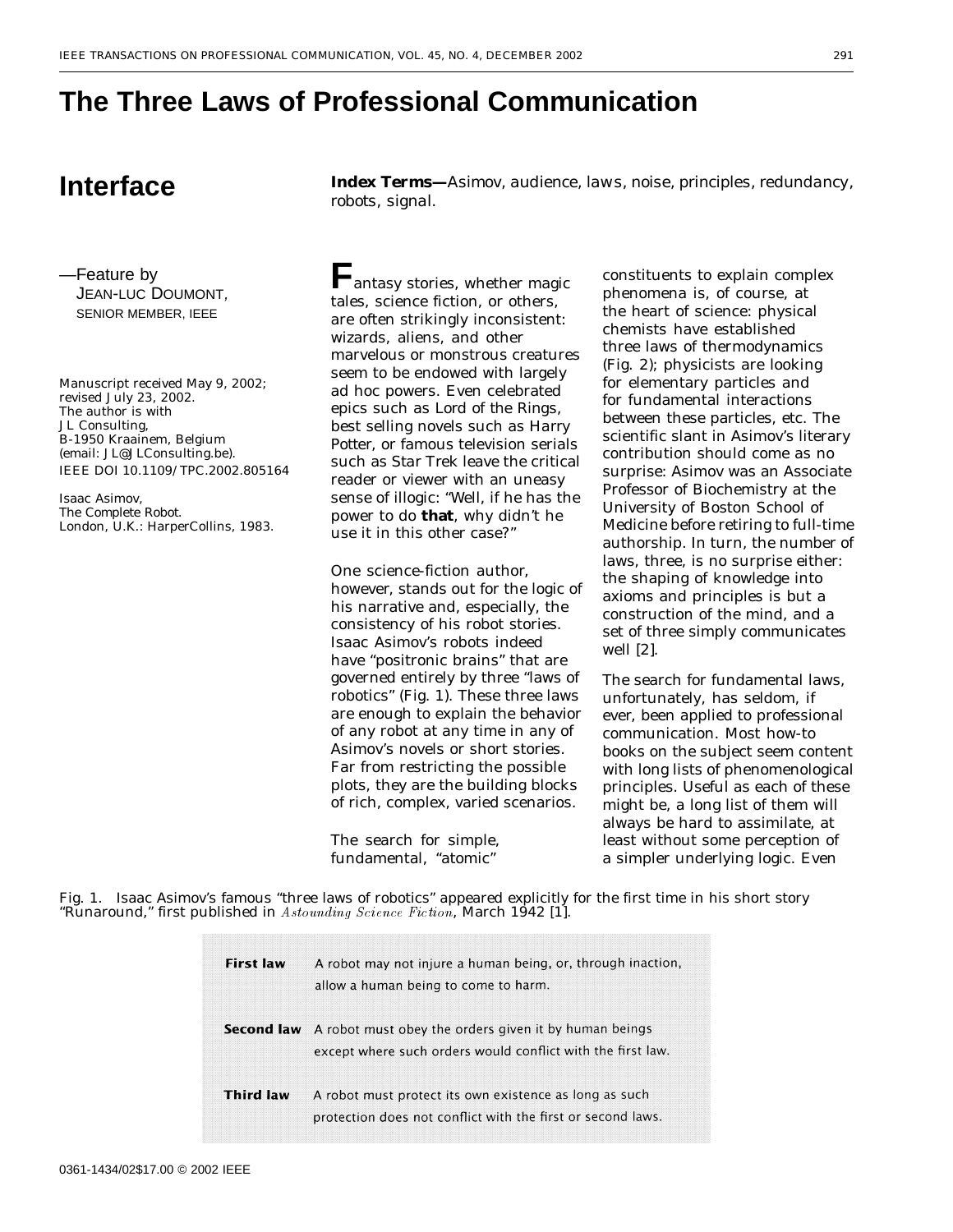# The Three Laws of Professional Communication

## Interface

**Index Terms—**Asimov, audience, laws, noise, principles, redundancy, robots, signal.

—Feature by
JEAN-LUC DOUMONT,
SENIOR MEMBER, IEEE

Manuscript received May 9, 2002; revised July 23, 2002.
The author is with JL Consulting, B-1950 Kraainem, Belgium (email: JL@JLConsulting.be).
IEEE DOI 10.1109/TPC.2002.805164

Isaac Asimov,
The Complete Robot.
London, U.K.: HarperCollins, 1983.

Fantasy stories, whether magic tales, science fiction, or others, are often strikingly inconsistent: wizards, aliens, and other marvelous or monstrous creatures seem to be endowed with largely ad hoc powers. Even celebrated epics such as Lord of the Rings, best selling novels such as Harry Potter, or famous television serials such as Star Trek leave the critical reader or viewer with an uneasy sense of illogic: "Well, if he has the power to do **that**, why didn't he use it in this other case?"

One science-fiction author, however, stands out for the logic of his narrative and, especially, the consistency of his robot stories. Isaac Asimov's robots indeed have "positronic brains" that are governed entirely by three "laws of robotics" (Fig. 1). These three laws are enough to explain the behavior of any robot at any time in any of Asimov's novels or short stories. Far from restricting the possible plots, they are the building blocks of rich, complex, varied scenarios.

The search for simple, fundamental, "atomic" constituents to explain complex phenomena is, of course, at the heart of science: physical chemists have established three laws of thermodynamics (Fig. 2); physicists are looking for elementary particles and for fundamental interactions between these particles, etc. The scientific slant in Asimov's literary contribution should come as no surprise: Asimov was an Associate Professor of Biochemistry at the University of Boston School of Medicine before retiring to full-time authorship. In turn, the number of laws, three, is no surprise either: the shaping of knowledge into axioms and principles is but a construction of the mind, and a set of three simply communicates well [2].

The search for fundamental laws, unfortunately, has seldom, if ever, been applied to professional communication. Most how-to books on the subject seem content with long lists of phenomenological principles. Useful as each of these might be, a long list of them will always be hard to assimilate, at least without some perception of a simpler underlying logic. Even

Fig. 1. Isaac Asimov's famous "three laws of robotics" appeared explicitly for the first time in his short story "Runaround," first published in *Astounding Science Fiction*, March 1942 [1].

| | |
|---|---|
| **First law** | A robot may not injure a human being, or, through inaction, allow a human being to come to harm. |
| **Second law** | A robot must obey the orders given it by human beings except where such orders would conflict with the first law. |
| **Third law** | A robot must protect its own existence as long as such protection does not conflict with the first or second laws. |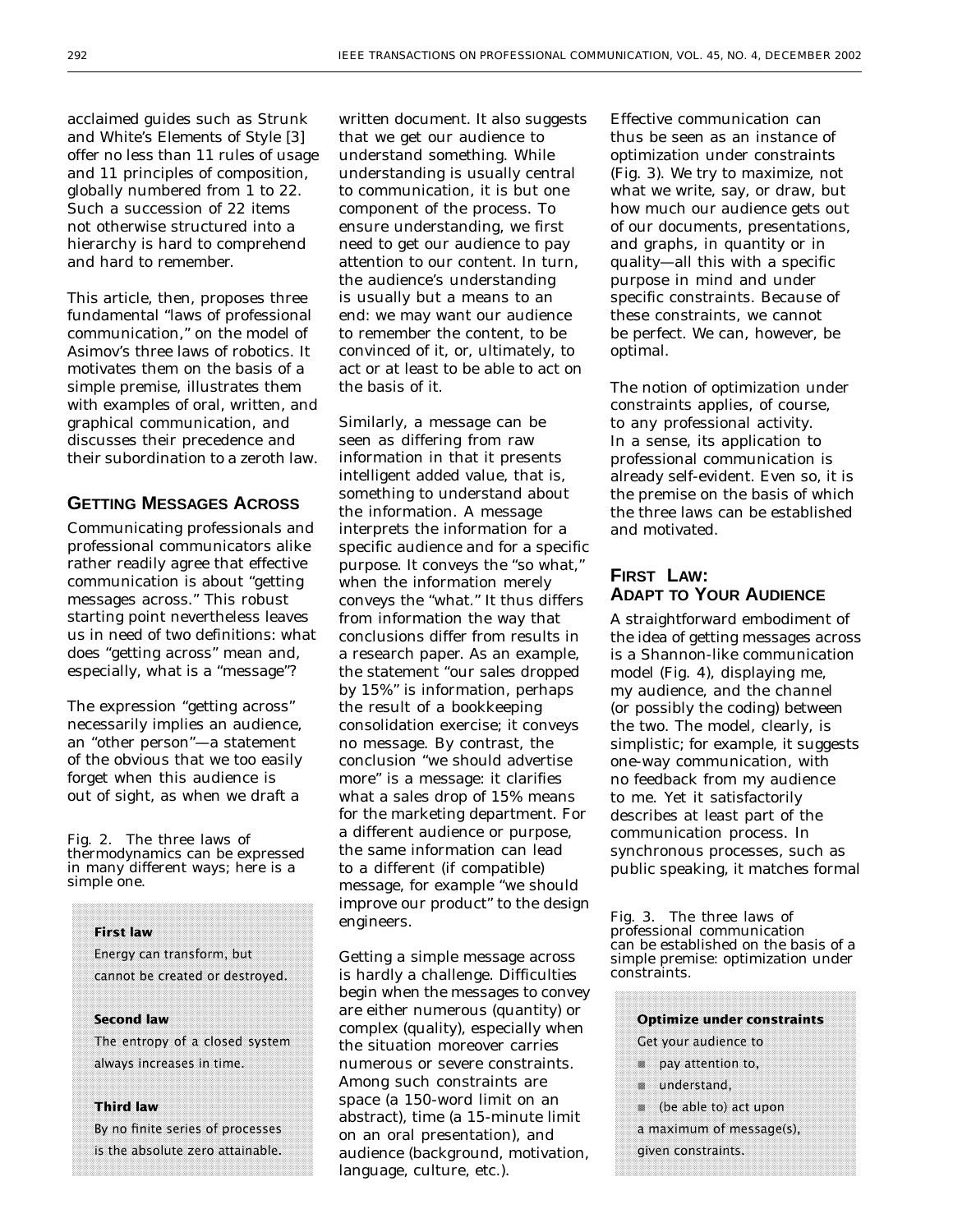acclaimed guides such as Strunk and White's Elements of Style [3] offer no less than 11 rules of usage and 11 principles of composition, globally numbered from 1 to 22. Such a succession of 22 items not otherwise structured into a hierarchy is hard to comprehend and hard to remember.

This article, then, proposes three fundamental "laws of professional communication," on the model of Asimov's three laws of robotics. It motivates them on the basis of a simple premise, illustrates them with examples of oral, written, and graphical communication, and discusses their precedence and their subordination to a zeroth law.

## GETTING MESSAGES ACROSS

Communicating professionals and professional communicators alike rather readily agree that effective communication is about "getting messages across." This robust starting point nevertheless leaves us in need of two definitions: what does "getting across" mean and, especially, what is a "message"?

The expression "getting across" necessarily implies an audience, an "other person"—a statement of the obvious that we too easily forget when this audience is out of sight, as when we draft a written document. It also suggests that we get our audience to understand something. While understanding is usually central to communication, it is but one component of the process. To ensure understanding, we first need to get our audience to pay attention to our content. In turn, the audience's understanding is usually but a means to an end: we may want our audience to remember the content, to be convinced of it, or, ultimately, to act or at least to be able to act on the basis of it.

Similarly, a message can be seen as differing from raw information in that it presents intelligent added value, that is, something to understand about the information. A message interprets the information for a specific audience and for a specific purpose. It conveys the "so what," when the information merely conveys the "what." It thus differs from information the way that conclusions differ from results in a research paper. As an example, the statement "our sales dropped by 15%" is information, perhaps the result of a bookkeeping consolidation exercise; it conveys no message. By contrast, the conclusion "we should advertise more" is a message: it clarifies what a sales drop of 15% means for the marketing department. For a different audience or purpose, the same information can lead to a different (if compatible) message, for example "we should improve our product" to the design engineers.

Getting a simple message across is hardly a challenge. Difficulties begin when the messages to convey are either numerous (quantity) or complex (quality), especially when the situation moreover carries numerous or severe constraints. Among such constraints are space (a 150-word limit on an abstract), time (a 15-minute limit on an oral presentation), and audience (background, motivation, language, culture, etc.).

Effective communication can thus be seen as an instance of optimization under constraints (Fig. 3). We try to maximize, not what we write, say, or draw, but how much our audience gets out of our documents, presentations, and graphs, in quantity or in quality—all this with a specific purpose in mind and under specific constraints. Because of these constraints, we cannot be perfect. We can, however, be optimal.

The notion of optimization under constraints applies, of course, to any professional activity. In a sense, its application to professional communication is already self-evident. Even so, it is the premise on the basis of which the three laws can be established and motivated.

## FIRST LAW: ADAPT TO YOUR AUDIENCE

A straightforward embodiment of the idea of getting messages across is a Shannon-like communication model (Fig. 4), displaying me, my audience, and the channel (or possibly the coding) between the two. The model, clearly, is simplistic; for example, it suggests one-way communication, with no feedback from my audience to me. Yet it satisfactorily describes at least part of the communication process. In synchronous processes, such as public speaking, it matches formal

Fig. 2. The three laws of thermodynamics can be expressed in many different ways; here is a simple one.

**First law**
Energy can transform, but cannot be created or destroyed.

**Second law**
The entropy of a closed system always increases in time.

**Third law**
By no finite series of processes is the absolute zero attainable.

Fig. 3. The three laws of professional communication can be established on the basis of a simple premise: optimization under constraints.

**Optimize under constraints**
Get your audience to
- pay attention to,
- understand,
- (be able to) act upon

a maximum of message(s), given constraints.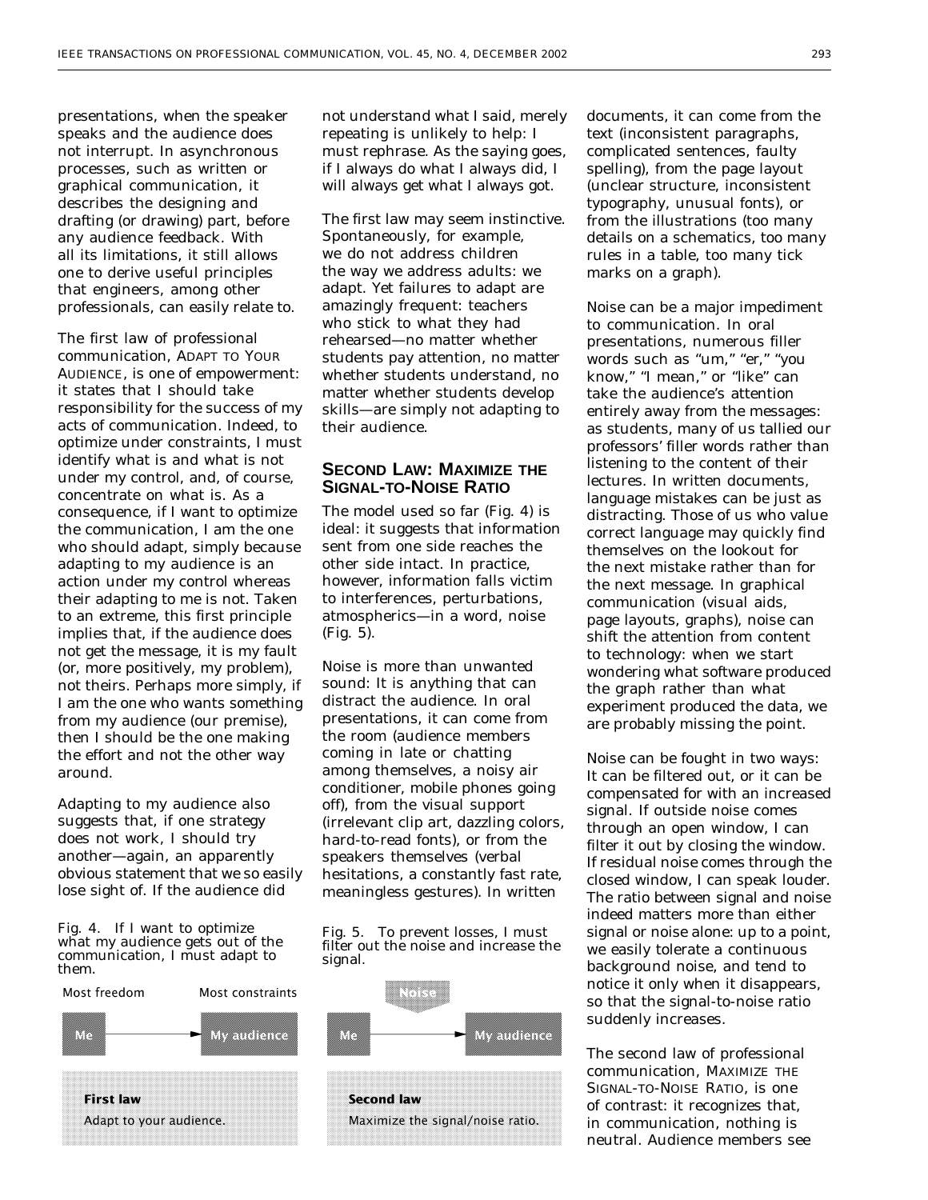presentations, when the speaker speaks and the audience does not interrupt. In asynchronous processes, such as written or graphical communication, it describes the designing and drafting (or drawing) part, before any audience feedback. With all its limitations, it still allows one to derive useful principles that engineers, among other professionals, can easily relate to.

The first law of professional communication, ADAPT TO YOUR AUDIENCE, is one of empowerment: it states that I should take responsibility for the success of my acts of communication. Indeed, to optimize under constraints, I must identify what is and what is not under my control, and, of course, concentrate on what is. As a consequence, if I want to optimize the communication, I am the one who should adapt, simply because adapting to my audience is an action under my control whereas their adapting to me is not. Taken to an extreme, this first principle implies that, if the audience does not get the message, it is my fault (or, more positively, my problem), not theirs. Perhaps more simply, if I am the one who wants something from my audience (our premise), then I should be the one making the effort and not the other way around.

Adapting to my audience also suggests that, if one strategy does not work, I should try another—again, an apparently obvious statement that we so easily lose sight of. If the audience did not understand what I said, merely repeating is unlikely to help: I must rephrase. As the saying goes, if I always do what I always did, I will always get what I always got.

The first law may seem instinctive. Spontaneously, for example, we do not address children the way we address adults: we adapt. Yet failures to adapt are amazingly frequent: teachers who stick to what they had rehearsed—no matter whether students pay attention, no matter whether students understand, no matter whether students develop skills—are simply not adapting to their audience.

Most freedom

Most constraints

Me

My audience

First law

Adapt to your audience.

Fig. 4. If I want to optimize what my audience gets out of the communication, I must adapt to them.

## SECOND LAW: MAXIMIZE THE SIGNAL-TO-NOISE RATIO

The model used so far (Fig. 4) is ideal: it suggests that information sent from one side reaches the other side intact. In practice, however, information falls victim to interferences, perturbations, atmospherics—in a word, noise (Fig. 5).

Noise is more than unwanted sound: It is anything that can distract the audience. In oral presentations, it can come from the room (audience members coming in late or chatting among themselves, a noisy air conditioner, mobile phones going off), from the visual support (irrelevant clip art, dazzling colors, hard-to-read fonts), or from the speakers themselves (verbal hesitations, a constantly fast rate, meaningless gestures). In written documents, it can come from the text (inconsistent paragraphs, complicated sentences, faulty spelling), from the page layout (unclear structure, inconsistent typography, unusual fonts), or from the illustrations (too many details on a schematics, too many rules in a table, too many tick marks on a graph).

Noise

Me

My audience

Second law

Maximize the signal/noise ratio.

Fig. 5. To prevent losses, I must filter out the noise and increase the signal.

Noise can be a major impediment to communication. In oral presentations, numerous filler words such as "um," "er," "you know," "I mean," or "like" can take the audience's attention entirely away from the messages: as students, many of us tallied our professors' filler words rather than listening to the content of their lectures. In written documents, language mistakes can be just as distracting. Those of us who value correct language may quickly find themselves on the lookout for the next mistake rather than for the next message. In graphical communication (visual aids, page layouts, graphs), noise can shift the attention from content to technology: when we start wondering what software produced the graph rather than what experiment produced the data, we are probably missing the point.

Noise can be fought in two ways: It can be filtered out, or it can be compensated for with an increased signal. If outside noise comes through an open window, I can filter it out by closing the window. If residual noise comes through the closed window, I can speak louder. The ratio between signal and noise indeed matters more than either signal or noise alone: up to a point, we easily tolerate a continuous background noise, and tend to notice it only when it disappears, so that the signal-to-noise ratio suddenly increases.

The second law of professional communication, MAXIMIZE THE SIGNAL-TO-NOISE RATIO, is one of contrast: it recognizes that, in communication, nothing is neutral. Audience members see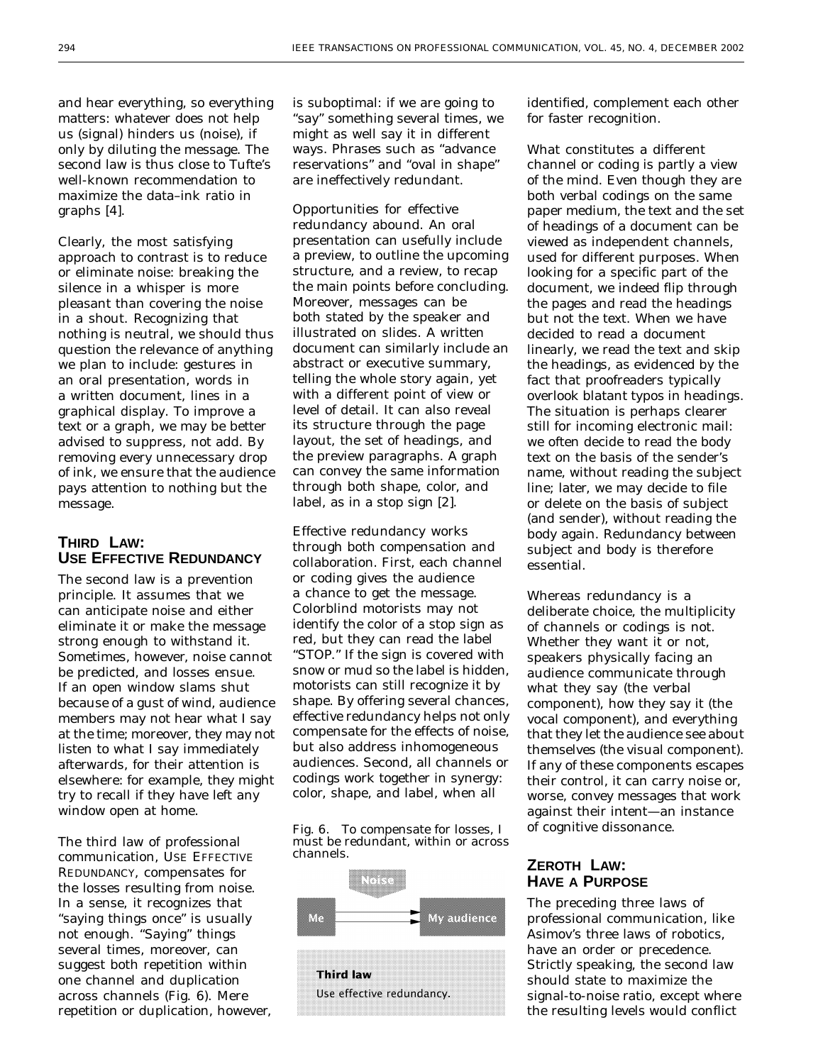and hear everything, so everything matters: whatever does not help us (signal) hinders us (noise), if only by diluting the message. The second law is thus close to Tufte's well-known recommendation to maximize the data–ink ratio in graphs [4].

Clearly, the most satisfying approach to contrast is to reduce or eliminate noise: breaking the silence in a whisper is more pleasant than covering the noise in a shout. Recognizing that nothing is neutral, we should thus question the relevance of anything we plan to include: gestures in an oral presentation, words in a written document, lines in a graphical display. To improve a text or a graph, we may be better advised to suppress, not add. By removing every unnecessary drop of ink, we ensure that the audience pays attention to nothing but the message.

## THIRD LAW: USE EFFECTIVE REDUNDANCY

The second law is a prevention principle. It assumes that we can anticipate noise and either eliminate it or make the message strong enough to withstand it. Sometimes, however, noise cannot be predicted, and losses ensue. If an open window slams shut because of a gust of wind, audience members may not hear what I say at the time; moreover, they may not listen to what I say immediately afterwards, for their attention is elsewhere: for example, they might try to recall if they have left any window open at home.

The third law of professional communication, USE EFFECTIVE REDUNDANCY, compensates for the losses resulting from noise. In a sense, it recognizes that "saying things once" is usually not enough. "Saying" things several times, moreover, can suggest both repetition within one channel and duplication across channels (Fig. 6). Mere repetition or duplication, however, is suboptimal: if we are going to "say" something several times, we might as well say it in different ways. Phrases such as "advance reservations" and "oval in shape" are ineffectively redundant.

Opportunities for effective redundancy abound. An oral presentation can usefully include a preview, to outline the upcoming structure, and a review, to recap the main points before concluding. Moreover, messages can be both stated by the speaker and illustrated on slides. A written document can similarly include an abstract or executive summary, telling the whole story again, yet with a different point of view or level of detail. It can also reveal its structure through the page layout, the set of headings, and the preview paragraphs. A graph can convey the same information through both shape, color, and label, as in a stop sign [2].

Effective redundancy works through both compensation and collaboration. First, each channel or coding gives the audience a chance to get the message. Colorblind motorists may not identify the color of a stop sign as red, but they can read the label "STOP." If the sign is covered with snow or mud so the label is hidden, motorists can still recognize it by shape. By offering several chances, effective redundancy helps not only compensate for the effects of noise, but also address inhomogeneous audiences. Second, all channels or codings work together in synergy: color, shape, and label, when all identified, complement each other for faster recognition.

Fig. 6. To compensate for losses, I must be redundant, within or across channels.

Noise

Me

My audience

Third law

Use effective redundancy.

What constitutes a different channel or coding is partly a view of the mind. Even though they are both verbal codings on the same paper medium, the text and the set of headings of a document can be viewed as independent channels, used for different purposes. When looking for a specific part of the document, we indeed flip through the pages and read the headings but not the text. When we have decided to read a document linearly, we read the text and skip the headings, as evidenced by the fact that proofreaders typically overlook blatant typos in headings. The situation is perhaps clearer still for incoming electronic mail: we often decide to read the body text on the basis of the sender's name, without reading the subject line; later, we may decide to file or delete on the basis of subject (and sender), without reading the body again. Redundancy between subject and body is therefore essential.

Whereas redundancy is a deliberate choice, the multiplicity of channels or codings is not. Whether they want it or not, speakers physically facing an audience communicate through what they say (the verbal component), how they say it (the vocal component), and everything that they let the audience see about themselves (the visual component). If any of these components escapes their control, it can carry noise or, worse, convey messages that work against their intent—an instance of cognitive dissonance.

## ZEROTH LAW: HAVE A PURPOSE

The preceding three laws of professional communication, like Asimov's three laws of robotics, have an order or precedence. Strictly speaking, the second law should state to maximize the signal-to-noise ratio, except where the resulting levels would conflict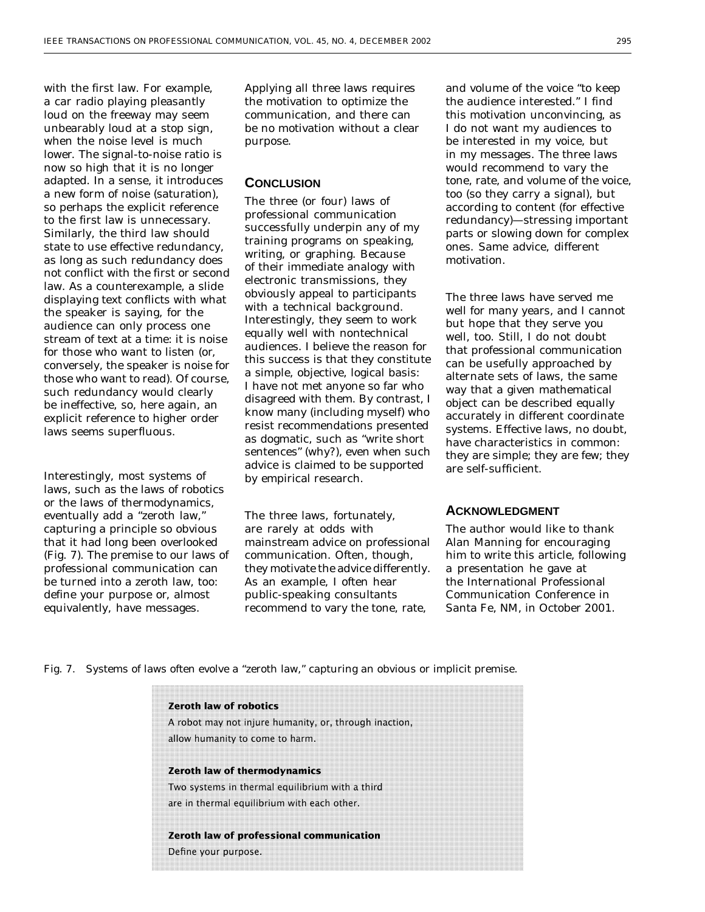with the first law. For example, a car radio playing pleasantly loud on the freeway may seem unbearably loud at a stop sign, when the noise level is much lower. The signal-to-noise ratio is now so high that it is no longer adapted. In a sense, it introduces a new form of noise (saturation), so perhaps the explicit reference to the first law is unnecessary. Similarly, the third law should state to use effective redundancy, as long as such redundancy does not conflict with the first or second law. As a counterexample, a slide displaying text conflicts with what the speaker is saying, for the audience can only process one stream of text at a time: it is noise for those who want to listen (or, conversely, the speaker is noise for those who want to read). Of course, such redundancy would clearly be ineffective, so, here again, an explicit reference to higher order laws seems superfluous.

Interestingly, most systems of laws, such as the laws of robotics or the laws of thermodynamics, eventually add a "zeroth law," capturing a principle so obvious that it had long been overlooked (Fig. 7). The premise to our laws of professional communication can be turned into a zeroth law, too: define your purpose or, almost equivalently, have messages. Applying all three laws requires the motivation to optimize the communication, and there can be no motivation without a clear purpose.

## Conclusion

The three (or four) laws of professional communication successfully underpin any of my training programs on speaking, writing, or graphing. Because of their immediate analogy with electronic transmissions, they obviously appeal to participants with a technical background. Interestingly, they seem to work equally well with nontechnical audiences. I believe the reason for this success is that they constitute a simple, objective, logical basis: I have not met anyone so far who disagreed with them. By contrast, I know many (including myself) who resist recommendations presented as dogmatic, such as "write short sentences" (why?), even when such advice is claimed to be supported by empirical research.

The three laws, fortunately, are rarely at odds with mainstream advice on professional communication. Often, though, they motivate the advice differently. As an example, I often hear public-speaking consultants recommend to vary the tone, rate, and volume of the voice "to keep the audience interested." I find this motivation unconvincing, as I do not want my audiences to be interested in my voice, but in my messages. The three laws would recommend to vary the tone, rate, and volume of the voice, too (so they carry a signal), but according to content (for effective redundancy)—stressing important parts or slowing down for complex ones. Same advice, different motivation.

The three laws have served me well for many years, and I cannot but hope that they serve you well, too. Still, I do not doubt that professional communication can be usefully approached by alternate sets of laws, the same way that a given mathematical object can be described equally accurately in different coordinate systems. Effective laws, no doubt, have characteristics in common: they are simple; they are few; they are self-sufficient.

## Acknowledgment

The author would like to thank Alan Manning for encouraging him to write this article, following a presentation he gave at the International Professional Communication Conference in Santa Fe, NM, in October 2001.

Fig. 7. Systems of laws often evolve a "zeroth law," capturing an obvious or implicit premise.

**Zeroth law of robotics**

A robot may not injure humanity, or, through inaction, allow humanity to come to harm.

**Zeroth law of thermodynamics**

Two systems in thermal equilibrium with a third are in thermal equilibrium with each other.

**Zeroth law of professional communication**

Define your purpose.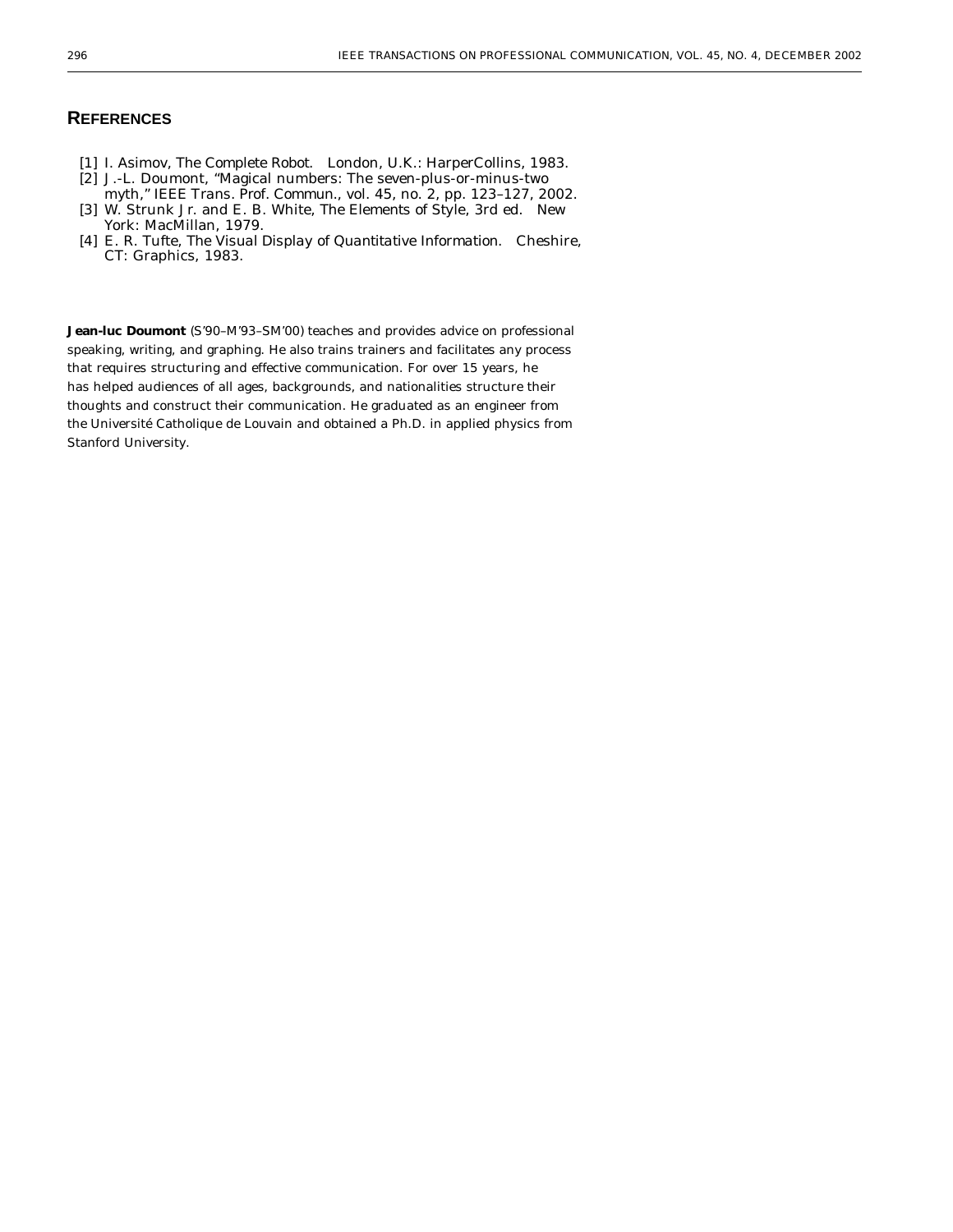## REFERENCES

[1] I. Asimov, *The Complete Robot*. London, U.K.: HarperCollins, 1983.

[2] J.-L. Doumont, "Magical numbers: The seven-plus-or-minus-two myth," *IEEE Trans. Prof. Commun.*, vol. 45, no. 2, pp. 123–127, 2002.

[3] W. Strunk Jr. and E. B. White, *The Elements of Style*, 3rd ed. New York: MacMillan, 1979.

[4] E. R. Tufte, *The Visual Display of Quantitative Information*. Cheshire, CT: Graphics, 1983.

**Jean-luc Doumont** (S'90–M'93–SM'00) teaches and provides advice on professional speaking, writing, and graphing. He also trains trainers and facilitates any process that requires structuring and effective communication. For over 15 years, he has helped audiences of all ages, backgrounds, and nationalities structure their thoughts and construct their communication. He graduated as an engineer from the Université Catholique de Louvain and obtained a Ph.D. in applied physics from Stanford University.